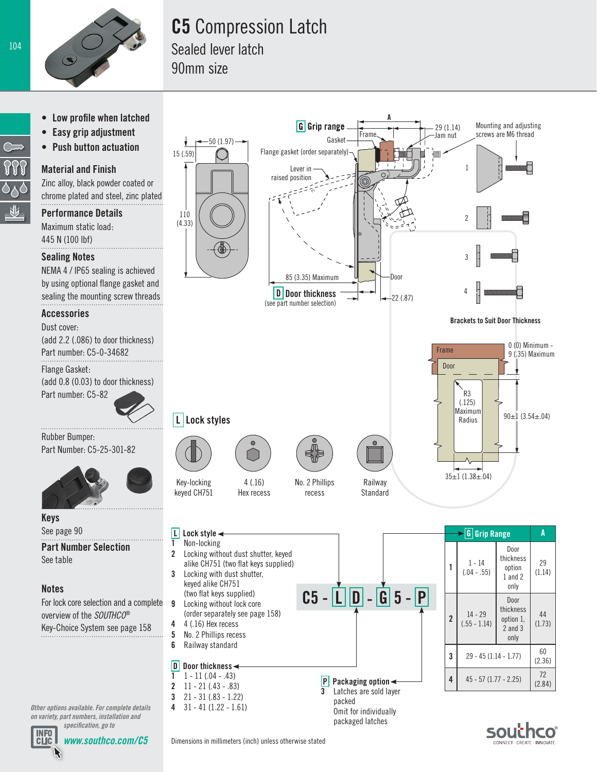# C5 Compression Latch

Sealed lever latch

90mm size

- Low profile when latched
- Easy grip adjustment
- Push button actuation

## Material and Finish

Zinc alloy, black powder coated or chrome plated and steel, zinc plated

## Performance Details

Maximum static load:
445 N (100 lbf)

## Sealing Notes

NEMA 4 / IP65 sealing is achieved by using optional flange gasket and sealing the mounting screw threads

## Accessories

Dust cover:
(add 2.2 (.086) to door thickness)
Part number: C5-0-34682

Flange Gasket:
(add 0.8 (0.03) to door thickness)
Part number: C5-82

Rubber Bumper:
Part Number: C5-25-301-82

## Keys

See page 90

## Part Number Selection

See table

## Notes

For lock core selection and a complete overview of the *SOUTHCO®* Key-Choice System see page 158

*Other options available. For complete details on variety, part numbers, installation and specification, go to*

*www.southco.com/C5*

---

50 (1.97) · 15 (.59) · 110 (4.33)

G Grip range · A · Frame · Gasket · 29 (1.14) Jam nut · Mounting and adjusting screws are M6 thread · Flange gasket (order separately) · Lever in raised position · 85 (3.35) Maximum · Door · D Door thickness (see part number selection) · 22 (.87)

Brackets to Suit Door Thickness: 1, 2, 3, 4

Frame · Door · 0 (0) Minimum - 9 (.35) Maximum · R3 (.125) Maximum Radius · 90±1 (3.54±.04) · 35±1 (1.38±.04)

## L Lock styles

Key-locking keyed CH751 · 4 (.16) Hex recess · No. 2 Phillips recess · Railway Standard

**C5 - L D - G 5 - P**

**L Lock style**

1 Non-locking
2 Locking without dust shutter, keyed alike CH751 (two flat keys supplied)
3 Locking with dust shutter, keyed alike CH751 (two flat keys supplied)
9 Locking without lock core (order separately see page 158)
4 4 (.16) Hex recess
5 No. 2 Phillips recess
6 Railway standard

**D Door thickness**

1 1 - 11 (.04 - .43)
2 11 - 21 (.43 - .83)
3 21 - 31 (.83 - 1.22)
4 31 - 41 (1.22 - 1.61)

**P Packaging option**

3 Latches are sold layer packed
Omit for individually packaged latches

| G Grip Range | | | A |
|---|---|---|---|
| 1 | 1 - 14 (.04 - .55) | Door thickness option 1 and 2 only | 29 (1.14) |
| 2 | 14 - 29 (.55 - 1.14) | Door thickness option 1, 2 and 3 only | 44 (1.73) |
| 3 | 29 - 45 (1.14 - 1.77) | | 60 (2.36) |
| 4 | 45 - 57 (1.77 - 2.25) | | 72 (2.84) |

Dimensions in millimeters (inch) unless otherwise stated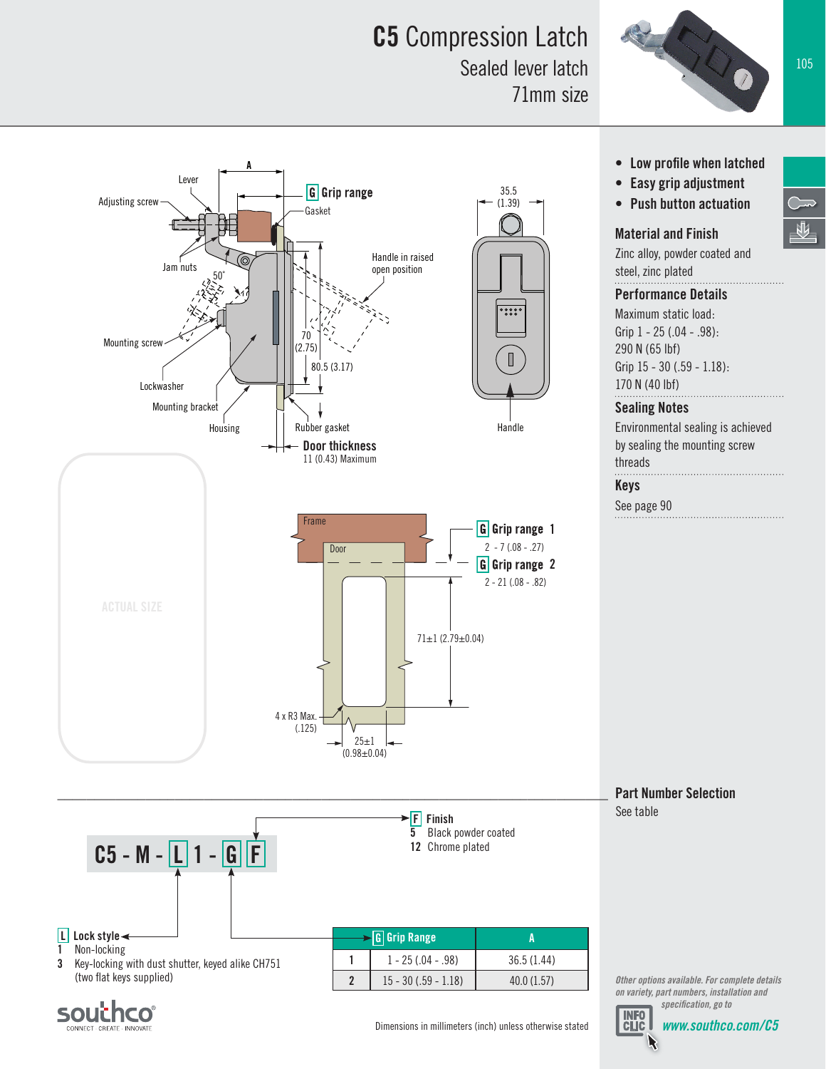# C5 Compression Latch

## Sealed lever latch

## 71mm size

A

Lever

Adjusting screw

G Grip range

Gasket

Jam nuts

50°

Handle in raised open position

Mounting screw

70 (2.75)

80.5 (3.17)

Lockwasher

Mounting bracket

Housing

Rubber gasket

**Door thickness**

11 (0.43) Maximum

35.5 (1.39)

Handle

ACTUAL SIZE

Frame

Door

**G Grip range 1**

2 - 7 (.08 - .27)

**G Grip range 2**

2 - 21 (.08 - .82)

71±1 (2.79±0.04)

4 x R3 Max. (.125)

25±1 (0.98±0.04)

- **Low profile when latched**
- **Easy grip adjustment**
- **Push button actuation**

### Material and Finish

Zinc alloy, powder coated and steel, zinc plated

### Performance Details

Maximum static load:

Grip 1 - 25 (.04 - .98):
290 N (65 lbf)

Grip 15 - 30 (.59 - 1.18):
170 N (40 lbf)

### Sealing Notes

Environmental sealing is achieved by sealing the mounting screw threads

### Keys

See page 90

### Part Number Selection

See table

**C5 - M - L 1 - G F**

**F Finish**

5 Black powder coated

12 Chrome plated

**L Lock style**

1 Non-locking

3 Key-locking with dust shutter, keyed alike CH751 (two flat keys supplied)

| | G Grip Range | A |
|---|---|---|
| 1 | 1 - 25 (.04 - .98) | 36.5 (1.44) |
| 2 | 15 - 30 (.59 - 1.18) | 40.0 (1.57) |

Dimensions in millimeters (inch) unless otherwise stated

*Other options available. For complete details on variety, part numbers, installation and specification, go to*

INFO CLIC *www.southco.com/C5*